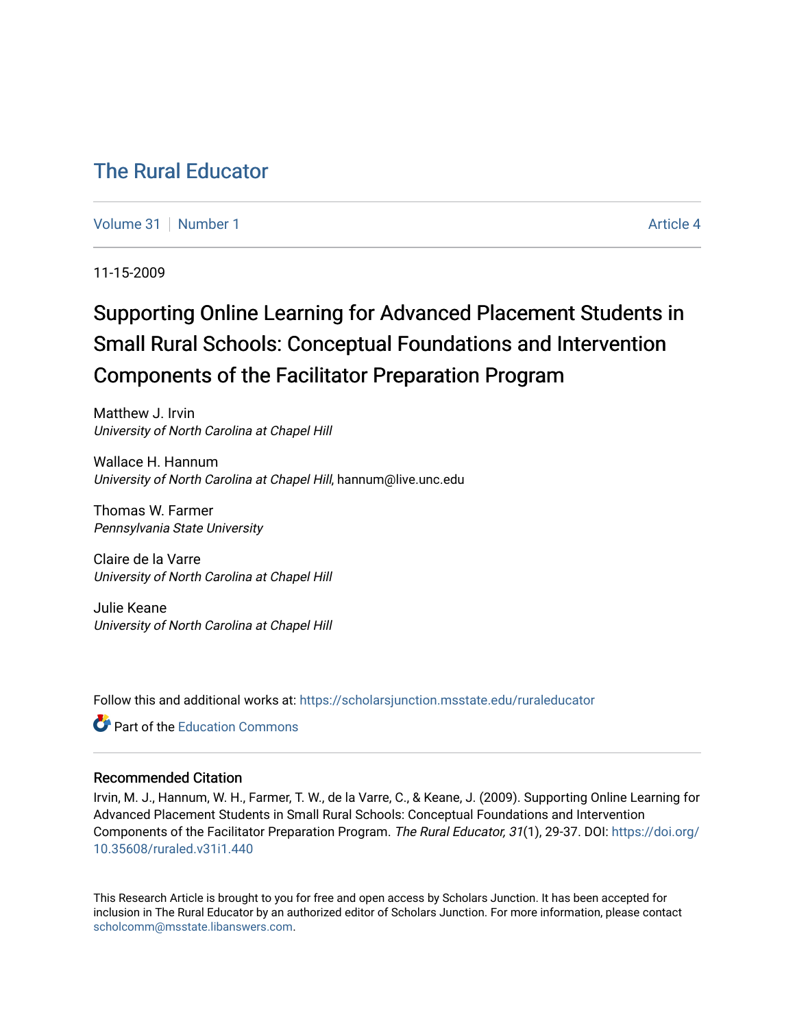# The Rural Educator

Volume 31 | Number 1 | Article 4

11-15-2009

## Supporting Online Learning for Advanced Placement Students in Small Rural Schools: Conceptual Foundations and Intervention Components of the Facilitator Preparation Program

Matthew J. Irvin
*University of North Carolina at Chapel Hill*

Wallace H. Hannum
*University of North Carolina at Chapel Hill*, hannum@live.unc.edu

Thomas W. Farmer
*Pennsylvania State University*

Claire de la Varre
*University of North Carolina at Chapel Hill*

Julie Keane
*University of North Carolina at Chapel Hill*

Follow this and additional works at: https://scholarsjunction.msstate.edu/ruraleducator

Part of the Education Commons

### Recommended Citation

Irvin, M. J., Hannum, W. H., Farmer, T. W., de la Varre, C., & Keane, J. (2009). Supporting Online Learning for Advanced Placement Students in Small Rural Schools: Conceptual Foundations and Intervention Components of the Facilitator Preparation Program. *The Rural Educator, 31*(1), 29-37. DOI: https://doi.org/10.35608/ruraled.v31i1.440

This Research Article is brought to you for free and open access by Scholars Junction. It has been accepted for inclusion in The Rural Educator by an authorized editor of Scholars Junction. For more information, please contact scholcomm@msstate.libanswers.com.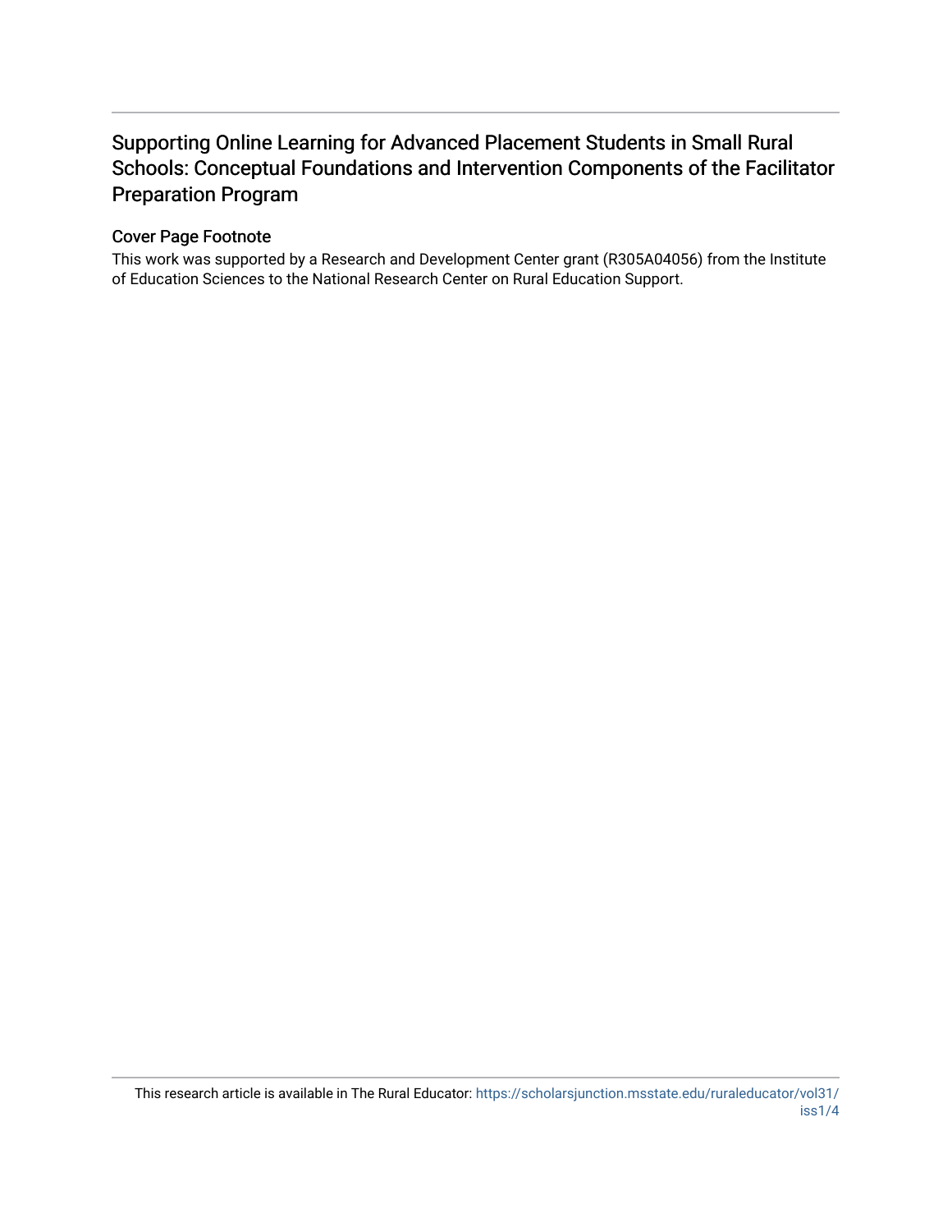# Supporting Online Learning for Advanced Placement Students in Small Rural Schools: Conceptual Foundations and Intervention Components of the Facilitator Preparation Program

## Cover Page Footnote

This work was supported by a Research and Development Center grant (R305A04056) from the Institute of Education Sciences to the National Research Center on Rural Education Support.

This research article is available in The Rural Educator: https://scholarsjunction.msstate.edu/ruraleducator/vol31/iss1/4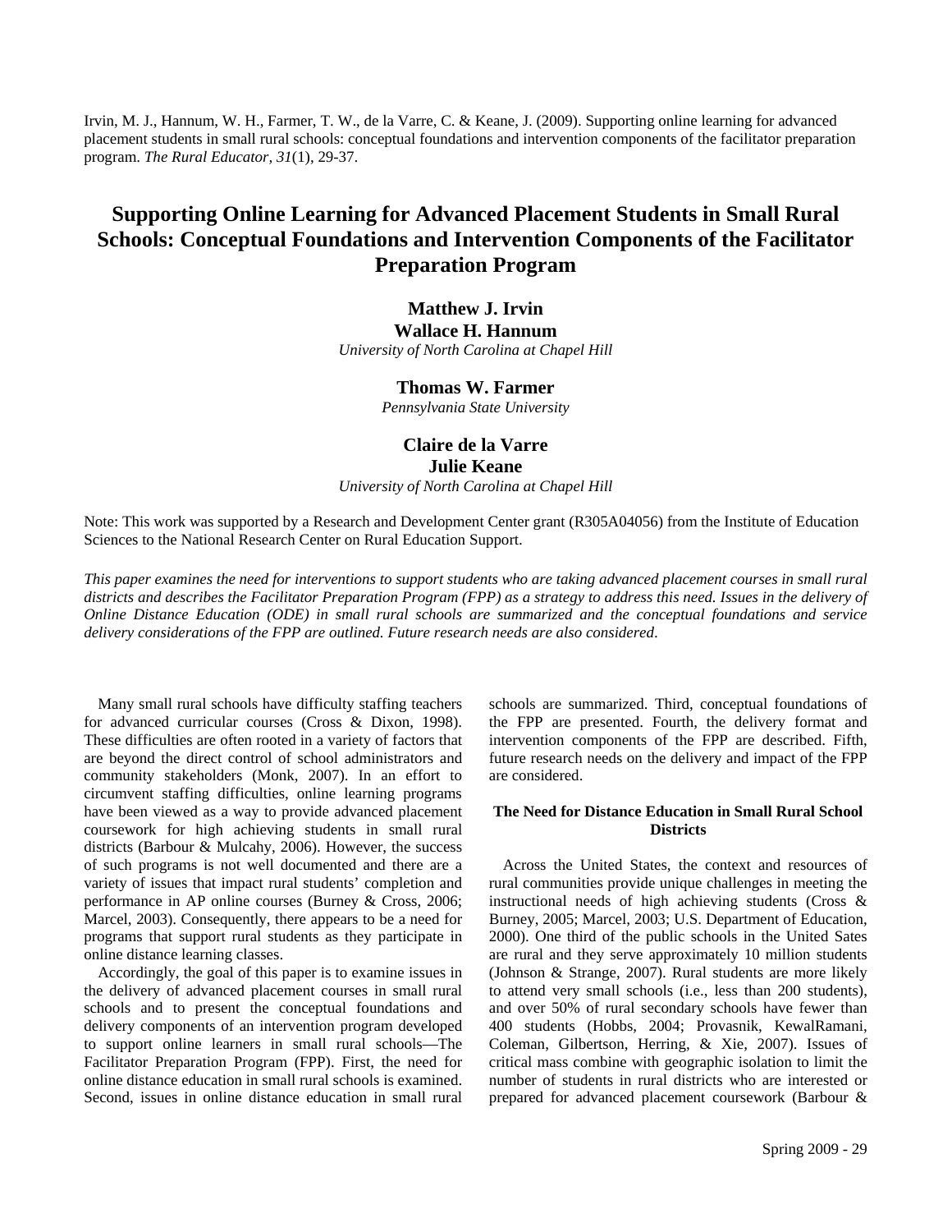Irvin, M. J., Hannum, W. H., Farmer, T. W., de la Varre, C. & Keane, J. (2009). Supporting online learning for advanced placement students in small rural schools: conceptual foundations and intervention components of the facilitator preparation program. *The Rural Educator, 31*(1), 29-37.

# Supporting Online Learning for Advanced Placement Students in Small Rural Schools: Conceptual Foundations and Intervention Components of the Facilitator Preparation Program

**Matthew J. Irvin**
**Wallace H. Hannum**
*University of North Carolina at Chapel Hill*

**Thomas W. Farmer**
*Pennsylvania State University*

**Claire de la Varre**
**Julie Keane**
*University of North Carolina at Chapel Hill*

Note: This work was supported by a Research and Development Center grant (R305A04056) from the Institute of Education Sciences to the National Research Center on Rural Education Support.

*This paper examines the need for interventions to support students who are taking advanced placement courses in small rural districts and describes the Facilitator Preparation Program (FPP) as a strategy to address this need. Issues in the delivery of Online Distance Education (ODE) in small rural schools are summarized and the conceptual foundations and service delivery considerations of the FPP are outlined. Future research needs are also considered.*

Many small rural schools have difficulty staffing teachers for advanced curricular courses (Cross & Dixon, 1998). These difficulties are often rooted in a variety of factors that are beyond the direct control of school administrators and community stakeholders (Monk, 2007). In an effort to circumvent staffing difficulties, online learning programs have been viewed as a way to provide advanced placement coursework for high achieving students in small rural districts (Barbour & Mulcahy, 2006). However, the success of such programs is not well documented and there are a variety of issues that impact rural students' completion and performance in AP online courses (Burney & Cross, 2006; Marcel, 2003). Consequently, there appears to be a need for programs that support rural students as they participate in online distance learning classes.

Accordingly, the goal of this paper is to examine issues in the delivery of advanced placement courses in small rural schools and to present the conceptual foundations and delivery components of an intervention program developed to support online learners in small rural schools—The Facilitator Preparation Program (FPP). First, the need for online distance education in small rural schools is examined. Second, issues in online distance education in small rural schools are summarized. Third, conceptual foundations of the FPP are presented. Fourth, the delivery format and intervention components of the FPP are described. Fifth, future research needs on the delivery and impact of the FPP are considered.

## The Need for Distance Education in Small Rural School Districts

Across the United States, the context and resources of rural communities provide unique challenges in meeting the instructional needs of high achieving students (Cross & Burney, 2005; Marcel, 2003; U.S. Department of Education, 2000). One third of the public schools in the United Sates are rural and they serve approximately 10 million students (Johnson & Strange, 2007). Rural students are more likely to attend very small schools (i.e., less than 200 students), and over 50% of rural secondary schools have fewer than 400 students (Hobbs, 2004; Provasnik, KewalRamani, Coleman, Gilbertson, Herring, & Xie, 2007). Issues of critical mass combine with geographic isolation to limit the number of students in rural districts who are interested or prepared for advanced placement coursework (Barbour &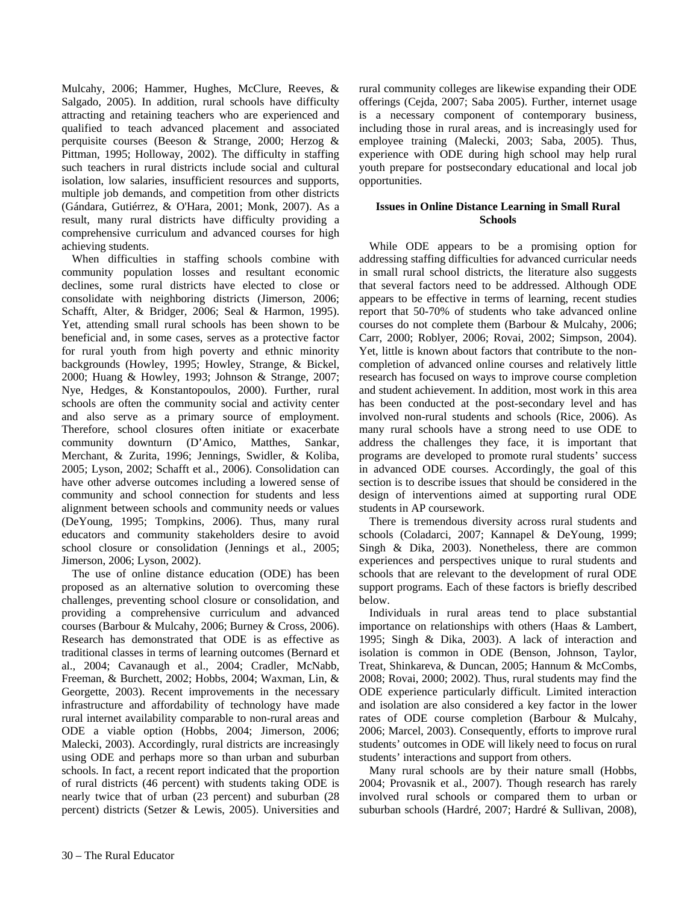Mulcahy, 2006; Hammer, Hughes, McClure, Reeves, & Salgado, 2005). In addition, rural schools have difficulty attracting and retaining teachers who are experienced and qualified to teach advanced placement and associated perquisite courses (Beeson & Strange, 2000; Herzog & Pittman, 1995; Holloway, 2002). The difficulty in staffing such teachers in rural districts include social and cultural isolation, low salaries, insufficient resources and supports, multiple job demands, and competition from other districts (Gándara, Gutiérrez, & O'Hara, 2001; Monk, 2007). As a result, many rural districts have difficulty providing a comprehensive curriculum and advanced courses for high achieving students.

When difficulties in staffing schools combine with community population losses and resultant economic declines, some rural districts have elected to close or consolidate with neighboring districts (Jimerson, 2006; Schafft, Alter, & Bridger, 2006; Seal & Harmon, 1995). Yet, attending small rural schools has been shown to be beneficial and, in some cases, serves as a protective factor for rural youth from high poverty and ethnic minority backgrounds (Howley, 1995; Howley, Strange, & Bickel, 2000; Huang & Howley, 1993; Johnson & Strange, 2007; Nye, Hedges, & Konstantopoulos, 2000). Further, rural schools are often the community social and activity center and also serve as a primary source of employment. Therefore, school closures often initiate or exacerbate community downturn (D'Amico, Matthes, Sankar, Merchant, & Zurita, 1996; Jennings, Swidler, & Koliba, 2005; Lyson, 2002; Schafft et al., 2006). Consolidation can have other adverse outcomes including a lowered sense of community and school connection for students and less alignment between schools and community needs or values (DeYoung, 1995; Tompkins, 2006). Thus, many rural educators and community stakeholders desire to avoid school closure or consolidation (Jennings et al., 2005; Jimerson, 2006; Lyson, 2002).

The use of online distance education (ODE) has been proposed as an alternative solution to overcoming these challenges, preventing school closure or consolidation, and providing a comprehensive curriculum and advanced courses (Barbour & Mulcahy, 2006; Burney & Cross, 2006). Research has demonstrated that ODE is as effective as traditional classes in terms of learning outcomes (Bernard et al., 2004; Cavanaugh et al., 2004; Cradler, McNabb, Freeman, & Burchett, 2002; Hobbs, 2004; Waxman, Lin, & Georgette, 2003). Recent improvements in the necessary infrastructure and affordability of technology have made rural internet availability comparable to non-rural areas and ODE a viable option (Hobbs, 2004; Jimerson, 2006; Malecki, 2003). Accordingly, rural districts are increasingly using ODE and perhaps more so than urban and suburban schools. In fact, a recent report indicated that the proportion of rural districts (46 percent) with students taking ODE is nearly twice that of urban (23 percent) and suburban (28 percent) districts (Setzer & Lewis, 2005). Universities and rural community colleges are likewise expanding their ODE offerings (Cejda, 2007; Saba 2005). Further, internet usage is a necessary component of contemporary business, including those in rural areas, and is increasingly used for employee training (Malecki, 2003; Saba, 2005). Thus, experience with ODE during high school may help rural youth prepare for postsecondary educational and local job opportunities.

### Issues in Online Distance Learning in Small Rural Schools

While ODE appears to be a promising option for addressing staffing difficulties for advanced curricular needs in small rural school districts, the literature also suggests that several factors need to be addressed. Although ODE appears to be effective in terms of learning, recent studies report that 50-70% of students who take advanced online courses do not complete them (Barbour & Mulcahy, 2006; Carr, 2000; Roblyer, 2006; Rovai, 2002; Simpson, 2004). Yet, little is known about factors that contribute to the non-completion of advanced online courses and relatively little research has focused on ways to improve course completion and student achievement. In addition, most work in this area has been conducted at the post-secondary level and has involved non-rural students and schools (Rice, 2006). As many rural schools have a strong need to use ODE to address the challenges they face, it is important that programs are developed to promote rural students' success in advanced ODE courses. Accordingly, the goal of this section is to describe issues that should be considered in the design of interventions aimed at supporting rural ODE students in AP coursework.

There is tremendous diversity across rural students and schools (Coladarci, 2007; Kannapel & DeYoung, 1999; Singh & Dika, 2003). Nonetheless, there are common experiences and perspectives unique to rural students and schools that are relevant to the development of rural ODE support programs. Each of these factors is briefly described below.

Individuals in rural areas tend to place substantial importance on relationships with others (Haas & Lambert, 1995; Singh & Dika, 2003). A lack of interaction and isolation is common in ODE (Benson, Johnson, Taylor, Treat, Shinkareva, & Duncan, 2005; Hannum & McCombs, 2008; Rovai, 2000; 2002). Thus, rural students may find the ODE experience particularly difficult. Limited interaction and isolation are also considered a key factor in the lower rates of ODE course completion (Barbour & Mulcahy, 2006; Marcel, 2003). Consequently, efforts to improve rural students' outcomes in ODE will likely need to focus on rural students' interactions and support from others.

Many rural schools are by their nature small (Hobbs, 2004; Provasnik et al., 2007). Though research has rarely involved rural schools or compared them to urban or suburban schools (Hardré, 2007; Hardré & Sullivan, 2008),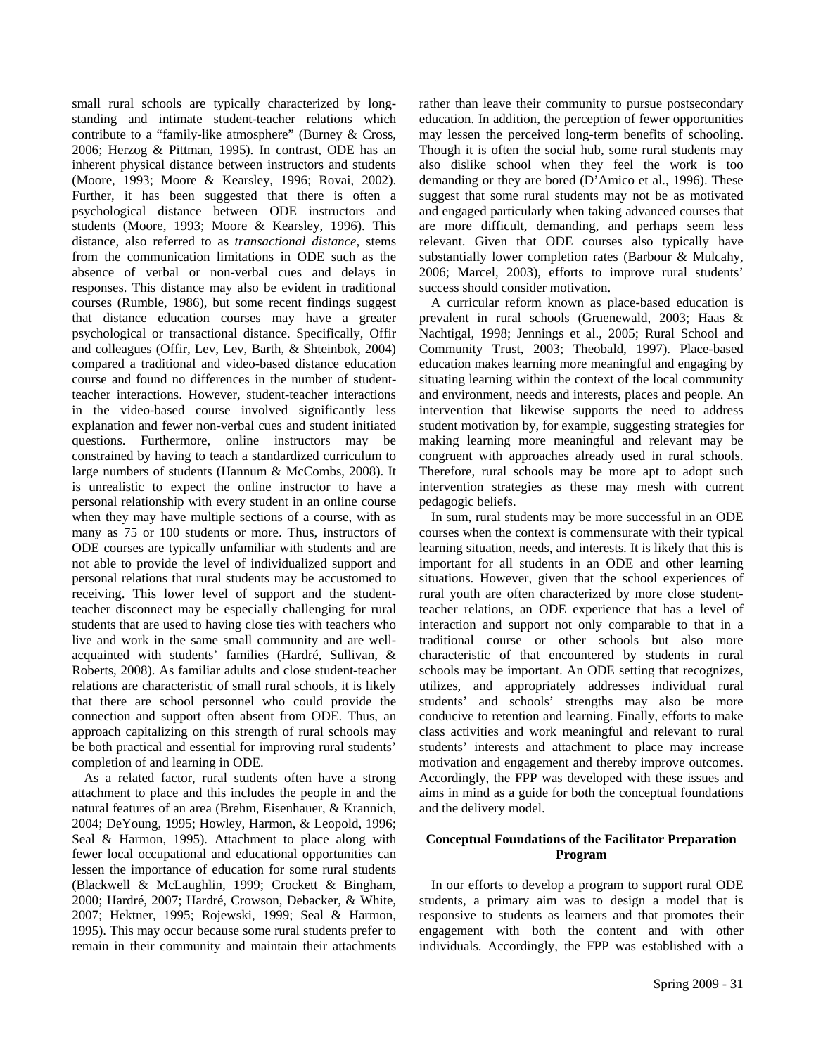small rural schools are typically characterized by long-standing and intimate student-teacher relations which contribute to a "family-like atmosphere" (Burney & Cross, 2006; Herzog & Pittman, 1995). In contrast, ODE has an inherent physical distance between instructors and students (Moore, 1993; Moore & Kearsley, 1996; Rovai, 2002). Further, it has been suggested that there is often a psychological distance between ODE instructors and students (Moore, 1993; Moore & Kearsley, 1996). This distance, also referred to as *transactional distance*, stems from the communication limitations in ODE such as the absence of verbal or non-verbal cues and delays in responses. This distance may also be evident in traditional courses (Rumble, 1986), but some recent findings suggest that distance education courses may have a greater psychological or transactional distance. Specifically, Offir and colleagues (Offir, Lev, Lev, Barth, & Shteinbok, 2004) compared a traditional and video-based distance education course and found no differences in the number of student-teacher interactions. However, student-teacher interactions in the video-based course involved significantly less explanation and fewer non-verbal cues and student initiated questions. Furthermore, online instructors may be constrained by having to teach a standardized curriculum to large numbers of students (Hannum & McCombs, 2008). It is unrealistic to expect the online instructor to have a personal relationship with every student in an online course when they may have multiple sections of a course, with as many as 75 or 100 students or more. Thus, instructors of ODE courses are typically unfamiliar with students and are not able to provide the level of individualized support and personal relations that rural students may be accustomed to receiving. This lower level of support and the student-teacher disconnect may be especially challenging for rural students that are used to having close ties with teachers who live and work in the same small community and are well-acquainted with students' families (Hardré, Sullivan, & Roberts, 2008). As familiar adults and close student-teacher relations are characteristic of small rural schools, it is likely that there are school personnel who could provide the connection and support often absent from ODE. Thus, an approach capitalizing on this strength of rural schools may be both practical and essential for improving rural students' completion of and learning in ODE.

As a related factor, rural students often have a strong attachment to place and this includes the people in and the natural features of an area (Brehm, Eisenhauer, & Krannich, 2004; DeYoung, 1995; Howley, Harmon, & Leopold, 1996; Seal & Harmon, 1995). Attachment to place along with fewer local occupational and educational opportunities can lessen the importance of education for some rural students (Blackwell & McLaughlin, 1999; Crockett & Bingham, 2000; Hardré, 2007; Hardré, Crowson, Debacker, & White, 2007; Hektner, 1995; Rojewski, 1999; Seal & Harmon, 1995). This may occur because some rural students prefer to remain in their community and maintain their attachments rather than leave their community to pursue postsecondary education. In addition, the perception of fewer opportunities may lessen the perceived long-term benefits of schooling. Though it is often the social hub, some rural students may also dislike school when they feel the work is too demanding or they are bored (D'Amico et al., 1996). These suggest that some rural students may not be as motivated and engaged particularly when taking advanced courses that are more difficult, demanding, and perhaps seem less relevant. Given that ODE courses also typically have substantially lower completion rates (Barbour & Mulcahy, 2006; Marcel, 2003), efforts to improve rural students' success should consider motivation.

A curricular reform known as place-based education is prevalent in rural schools (Gruenewald, 2003; Haas & Nachtigal, 1998; Jennings et al., 2005; Rural School and Community Trust, 2003; Theobald, 1997). Place-based education makes learning more meaningful and engaging by situating learning within the context of the local community and environment, needs and interests, places and people. An intervention that likewise supports the need to address student motivation by, for example, suggesting strategies for making learning more meaningful and relevant may be congruent with approaches already used in rural schools. Therefore, rural schools may be more apt to adopt such intervention strategies as these may mesh with current pedagogic beliefs.

In sum, rural students may be more successful in an ODE courses when the context is commensurate with their typical learning situation, needs, and interests. It is likely that this is important for all students in an ODE and other learning situations. However, given that the school experiences of rural youth are often characterized by more close student-teacher relations, an ODE experience that has a level of interaction and support not only comparable to that in a traditional course or other schools but also more characteristic of that encountered by students in rural schools may be important. An ODE setting that recognizes, utilizes, and appropriately addresses individual rural students' and schools' strengths may also be more conducive to retention and learning. Finally, efforts to make class activities and work meaningful and relevant to rural students' interests and attachment to place may increase motivation and engagement and thereby improve outcomes. Accordingly, the FPP was developed with these issues and aims in mind as a guide for both the conceptual foundations and the delivery model.

## Conceptual Foundations of the Facilitator Preparation Program

In our efforts to develop a program to support rural ODE students, a primary aim was to design a model that is responsive to students as learners and that promotes their engagement with both the content and with other individuals. Accordingly, the FPP was established with a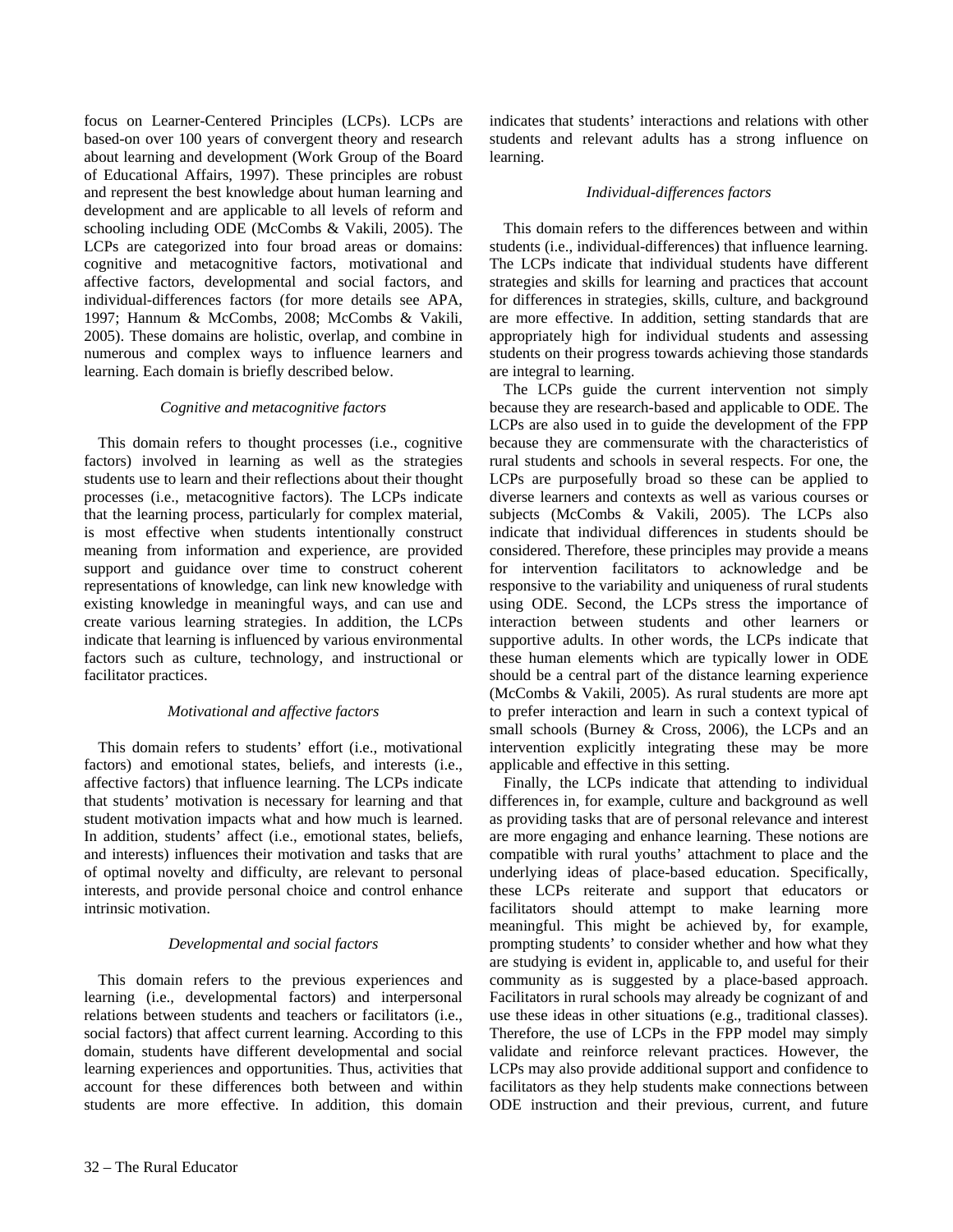focus on Learner-Centered Principles (LCPs). LCPs are based-on over 100 years of convergent theory and research about learning and development (Work Group of the Board of Educational Affairs, 1997). These principles are robust and represent the best knowledge about human learning and development and are applicable to all levels of reform and schooling including ODE (McCombs & Vakili, 2005). The LCPs are categorized into four broad areas or domains: cognitive and metacognitive factors, motivational and affective factors, developmental and social factors, and individual-differences factors (for more details see APA, 1997; Hannum & McCombs, 2008; McCombs & Vakili, 2005). These domains are holistic, overlap, and combine in numerous and complex ways to influence learners and learning. Each domain is briefly described below.

### *Cognitive and metacognitive factors*

This domain refers to thought processes (i.e., cognitive factors) involved in learning as well as the strategies students use to learn and their reflections about their thought processes (i.e., metacognitive factors). The LCPs indicate that the learning process, particularly for complex material, is most effective when students intentionally construct meaning from information and experience, are provided support and guidance over time to construct coherent representations of knowledge, can link new knowledge with existing knowledge in meaningful ways, and can use and create various learning strategies. In addition, the LCPs indicate that learning is influenced by various environmental factors such as culture, technology, and instructional or facilitator practices.

### *Motivational and affective factors*

This domain refers to students' effort (i.e., motivational factors) and emotional states, beliefs, and interests (i.e., affective factors) that influence learning. The LCPs indicate that students' motivation is necessary for learning and that student motivation impacts what and how much is learned. In addition, students' affect (i.e., emotional states, beliefs, and interests) influences their motivation and tasks that are of optimal novelty and difficulty, are relevant to personal interests, and provide personal choice and control enhance intrinsic motivation.

### *Developmental and social factors*

This domain refers to the previous experiences and learning (i.e., developmental factors) and interpersonal relations between students and teachers or facilitators (i.e., social factors) that affect current learning. According to this domain, students have different developmental and social learning experiences and opportunities. Thus, activities that account for these differences both between and within students are more effective. In addition, this domain indicates that students' interactions and relations with other students and relevant adults has a strong influence on learning.

### *Individual-differences factors*

This domain refers to the differences between and within students (i.e., individual-differences) that influence learning. The LCPs indicate that individual students have different strategies and skills for learning and practices that account for differences in strategies, skills, culture, and background are more effective. In addition, setting standards that are appropriately high for individual students and assessing students on their progress towards achieving those standards are integral to learning.

The LCPs guide the current intervention not simply because they are research-based and applicable to ODE. The LCPs are also used in to guide the development of the FPP because they are commensurate with the characteristics of rural students and schools in several respects. For one, the LCPs are purposefully broad so these can be applied to diverse learners and contexts as well as various courses or subjects (McCombs & Vakili, 2005). The LCPs also indicate that individual differences in students should be considered. Therefore, these principles may provide a means for intervention facilitators to acknowledge and be responsive to the variability and uniqueness of rural students using ODE. Second, the LCPs stress the importance of interaction between students and other learners or supportive adults. In other words, the LCPs indicate that these human elements which are typically lower in ODE should be a central part of the distance learning experience (McCombs & Vakili, 2005). As rural students are more apt to prefer interaction and learn in such a context typical of small schools (Burney & Cross, 2006), the LCPs and an intervention explicitly integrating these may be more applicable and effective in this setting.

Finally, the LCPs indicate that attending to individual differences in, for example, culture and background as well as providing tasks that are of personal relevance and interest are more engaging and enhance learning. These notions are compatible with rural youths' attachment to place and the underlying ideas of place-based education. Specifically, these LCPs reiterate and support that educators or facilitators should attempt to make learning more meaningful. This might be achieved by, for example, prompting students' to consider whether and how what they are studying is evident in, applicable to, and useful for their community as is suggested by a place-based approach. Facilitators in rural schools may already be cognizant of and use these ideas in other situations (e.g., traditional classes). Therefore, the use of LCPs in the FPP model may simply validate and reinforce relevant practices. However, the LCPs may also provide additional support and confidence to facilitators as they help students make connections between ODE instruction and their previous, current, and future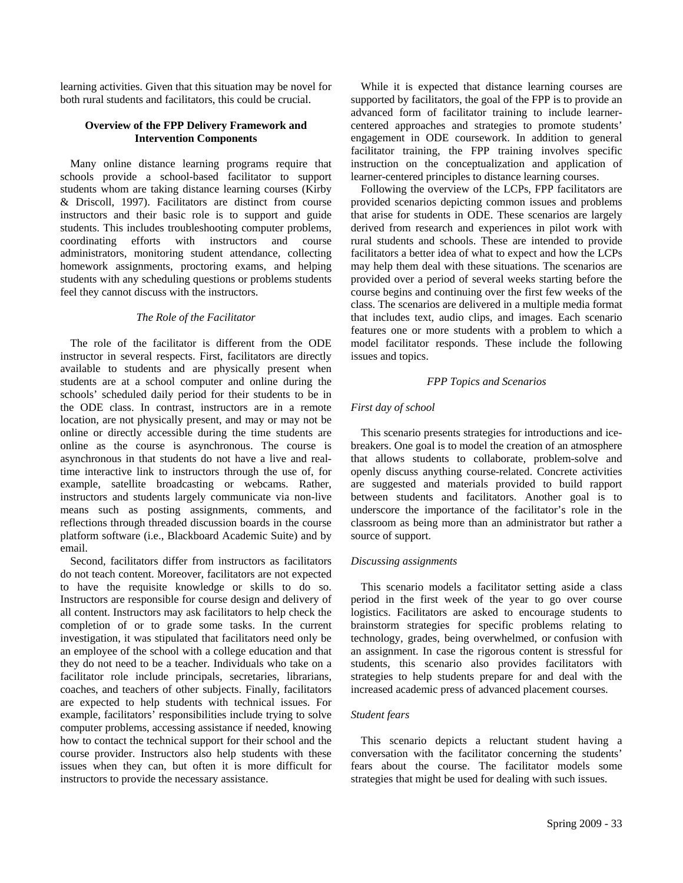learning activities. Given that this situation may be novel for both rural students and facilitators, this could be crucial.

## Overview of the FPP Delivery Framework and Intervention Components

Many online distance learning programs require that schools provide a school-based facilitator to support students whom are taking distance learning courses (Kirby & Driscoll, 1997). Facilitators are distinct from course instructors and their basic role is to support and guide students. This includes troubleshooting computer problems, coordinating efforts with instructors and course administrators, monitoring student attendance, collecting homework assignments, proctoring exams, and helping students with any scheduling questions or problems students feel they cannot discuss with the instructors.

### *The Role of the Facilitator*

The role of the facilitator is different from the ODE instructor in several respects. First, facilitators are directly available to students and are physically present when students are at a school computer and online during the schools' scheduled daily period for their students to be in the ODE class. In contrast, instructors are in a remote location, are not physically present, and may or may not be online or directly accessible during the time students are online as the course is asynchronous. The course is asynchronous in that students do not have a live and real-time interactive link to instructors through the use of, for example, satellite broadcasting or webcams. Rather, instructors and students largely communicate via non-live means such as posting assignments, comments, and reflections through threaded discussion boards in the course platform software (i.e., Blackboard Academic Suite) and by email.

Second, facilitators differ from instructors as facilitators do not teach content. Moreover, facilitators are not expected to have the requisite knowledge or skills to do so. Instructors are responsible for course design and delivery of all content. Instructors may ask facilitators to help check the completion of or to grade some tasks. In the current investigation, it was stipulated that facilitators need only be an employee of the school with a college education and that they do not need to be a teacher. Individuals who take on a facilitator role include principals, secretaries, librarians, coaches, and teachers of other subjects. Finally, facilitators are expected to help students with technical issues. For example, facilitators' responsibilities include trying to solve computer problems, accessing assistance if needed, knowing how to contact the technical support for their school and the course provider. Instructors also help students with these issues when they can, but often it is more difficult for instructors to provide the necessary assistance.

While it is expected that distance learning courses are supported by facilitators, the goal of the FPP is to provide an advanced form of facilitator training to include learner-centered approaches and strategies to promote students' engagement in ODE coursework. In addition to general facilitator training, the FPP training involves specific instruction on the conceptualization and application of learner-centered principles to distance learning courses.

Following the overview of the LCPs, FPP facilitators are provided scenarios depicting common issues and problems that arise for students in ODE. These scenarios are largely derived from research and experiences in pilot work with rural students and schools. These are intended to provide facilitators a better idea of what to expect and how the LCPs may help them deal with these situations. The scenarios are provided over a period of several weeks starting before the course begins and continuing over the first few weeks of the class. The scenarios are delivered in a multiple media format that includes text, audio clips, and images. Each scenario features one or more students with a problem to which a model facilitator responds. These include the following issues and topics.

### *FPP Topics and Scenarios*

#### *First day of school*

This scenario presents strategies for introductions and ice-breakers. One goal is to model the creation of an atmosphere that allows students to collaborate, problem-solve and openly discuss anything course-related. Concrete activities are suggested and materials provided to build rapport between students and facilitators. Another goal is to underscore the importance of the facilitator's role in the classroom as being more than an administrator but rather a source of support.

#### *Discussing assignments*

This scenario models a facilitator setting aside a class period in the first week of the year to go over course logistics. Facilitators are asked to encourage students to brainstorm strategies for specific problems relating to technology, grades, being overwhelmed, or confusion with an assignment. In case the rigorous content is stressful for students, this scenario also provides facilitators with strategies to help students prepare for and deal with the increased academic press of advanced placement courses.

#### *Student fears*

This scenario depicts a reluctant student having a conversation with the facilitator concerning the students' fears about the course. The facilitator models some strategies that might be used for dealing with such issues.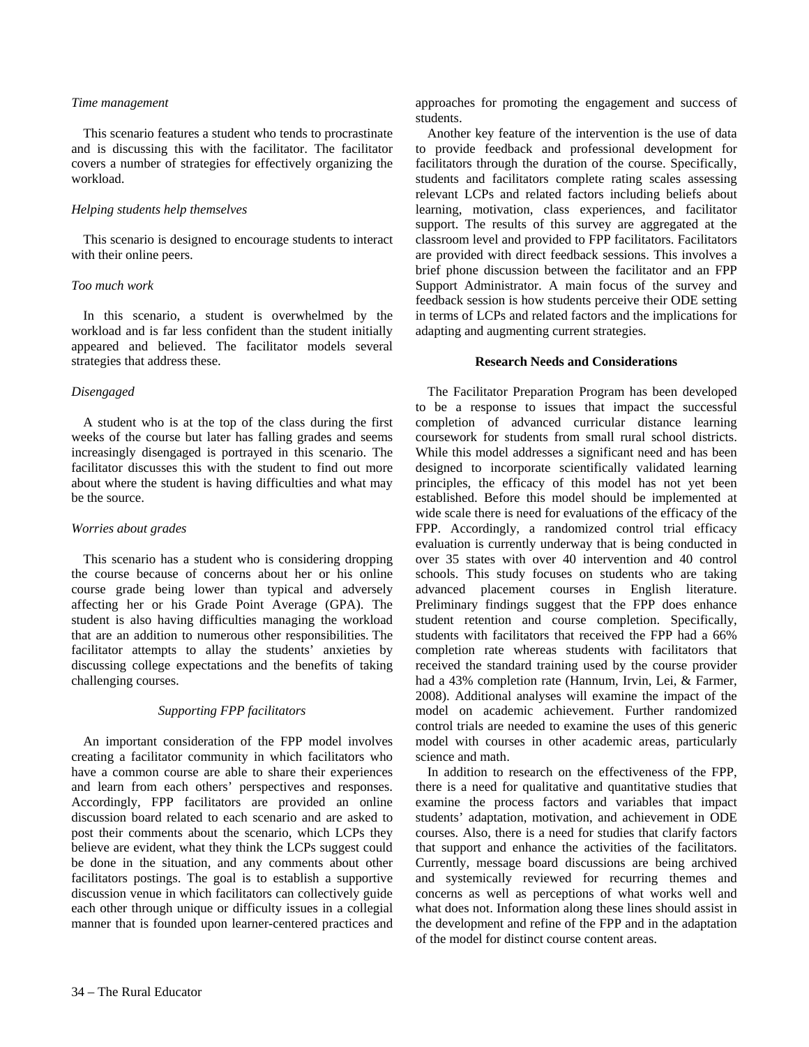*Time management*

This scenario features a student who tends to procrastinate and is discussing this with the facilitator. The facilitator covers a number of strategies for effectively organizing the workload.

*Helping students help themselves*

This scenario is designed to encourage students to interact with their online peers.

*Too much work*

In this scenario, a student is overwhelmed by the workload and is far less confident than the student initially appeared and believed. The facilitator models several strategies that address these.

*Disengaged*

A student who is at the top of the class during the first weeks of the course but later has falling grades and seems increasingly disengaged is portrayed in this scenario. The facilitator discusses this with the student to find out more about where the student is having difficulties and what may be the source.

*Worries about grades*

This scenario has a student who is considering dropping the course because of concerns about her or his online course grade being lower than typical and adversely affecting her or his Grade Point Average (GPA). The student is also having difficulties managing the workload that are an addition to numerous other responsibilities. The facilitator attempts to allay the students' anxieties by discussing college expectations and the benefits of taking challenging courses.

### *Supporting FPP facilitators*

An important consideration of the FPP model involves creating a facilitator community in which facilitators who have a common course are able to share their experiences and learn from each others' perspectives and responses. Accordingly, FPP facilitators are provided an online discussion board related to each scenario and are asked to post their comments about the scenario, which LCPs they believe are evident, what they think the LCPs suggest could be done in the situation, and any comments about other facilitators postings. The goal is to establish a supportive discussion venue in which facilitators can collectively guide each other through unique or difficulty issues in a collegial manner that is founded upon learner-centered practices and approaches for promoting the engagement and success of students.

Another key feature of the intervention is the use of data to provide feedback and professional development for facilitators through the duration of the course. Specifically, students and facilitators complete rating scales assessing relevant LCPs and related factors including beliefs about learning, motivation, class experiences, and facilitator support. The results of this survey are aggregated at the classroom level and provided to FPP facilitators. Facilitators are provided with direct feedback sessions. This involves a brief phone discussion between the facilitator and an FPP Support Administrator. A main focus of the survey and feedback session is how students perceive their ODE setting in terms of LCPs and related factors and the implications for adapting and augmenting current strategies.

## Research Needs and Considerations

The Facilitator Preparation Program has been developed to be a response to issues that impact the successful completion of advanced curricular distance learning coursework for students from small rural school districts. While this model addresses a significant need and has been designed to incorporate scientifically validated learning principles, the efficacy of this model has not yet been established. Before this model should be implemented at wide scale there is need for evaluations of the efficacy of the FPP. Accordingly, a randomized control trial efficacy evaluation is currently underway that is being conducted in over 35 states with over 40 intervention and 40 control schools. This study focuses on students who are taking advanced placement courses in English literature. Preliminary findings suggest that the FPP does enhance student retention and course completion. Specifically, students with facilitators that received the FPP had a 66% completion rate whereas students with facilitators that received the standard training used by the course provider had a 43% completion rate (Hannum, Irvin, Lei, & Farmer, 2008). Additional analyses will examine the impact of the model on academic achievement. Further randomized control trials are needed to examine the uses of this generic model with courses in other academic areas, particularly science and math.

In addition to research on the effectiveness of the FPP, there is a need for qualitative and quantitative studies that examine the process factors and variables that impact students' adaptation, motivation, and achievement in ODE courses. Also, there is a need for studies that clarify factors that support and enhance the activities of the facilitators. Currently, message board discussions are being archived and systemically reviewed for recurring themes and concerns as well as perceptions of what works well and what does not. Information along these lines should assist in the development and refine of the FPP and in the adaptation of the model for distinct course content areas.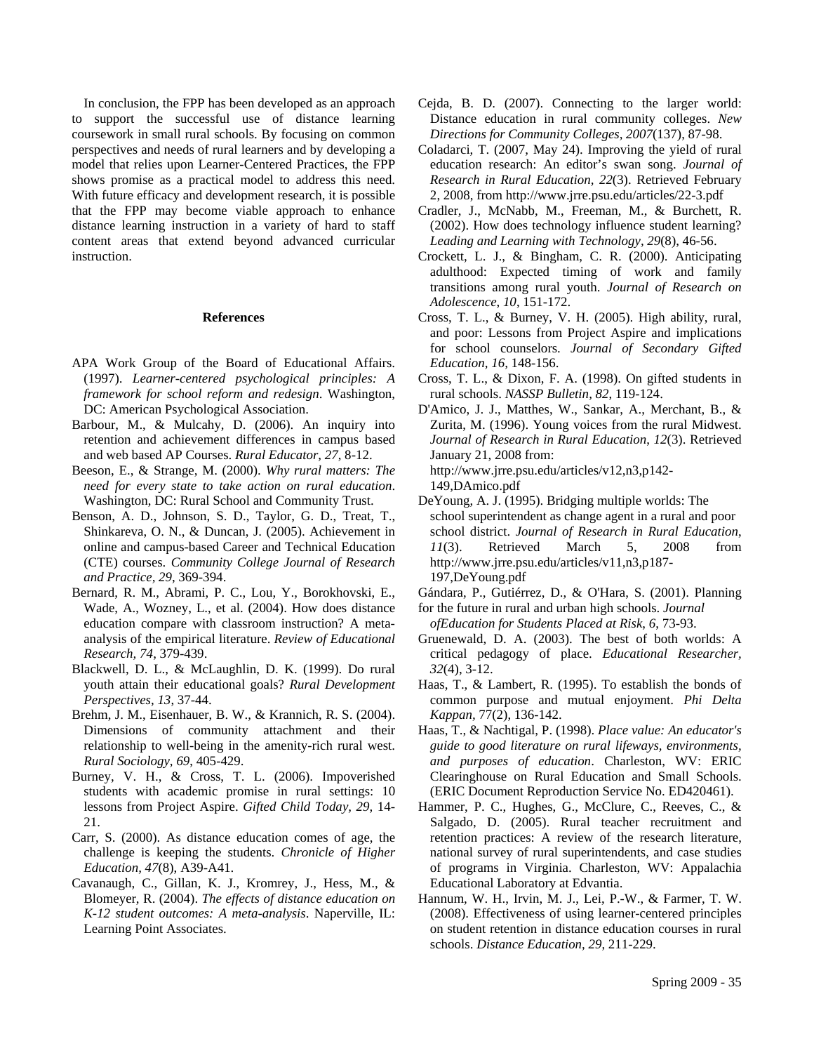In conclusion, the FPP has been developed as an approach to support the successful use of distance learning coursework in small rural schools. By focusing on common perspectives and needs of rural learners and by developing a model that relies upon Learner-Centered Practices, the FPP shows promise as a practical model to address this need. With future efficacy and development research, it is possible that the FPP may become viable approach to enhance distance learning instruction in a variety of hard to staff content areas that extend beyond advanced curricular instruction.

## References

APA Work Group of the Board of Educational Affairs. (1997). *Learner-centered psychological principles: A framework for school reform and redesign*. Washington, DC: American Psychological Association.

Barbour, M., & Mulcahy, D. (2006). An inquiry into retention and achievement differences in campus based and web based AP Courses. *Rural Educator, 27*, 8-12.

Beeson, E., & Strange, M. (2000). *Why rural matters: The need for every state to take action on rural education*. Washington, DC: Rural School and Community Trust.

Benson, A. D., Johnson, S. D., Taylor, G. D., Treat, T., Shinkareva, O. N., & Duncan, J. (2005). Achievement in online and campus-based Career and Technical Education (CTE) courses. *Community College Journal of Research and Practice, 29*, 369-394.

Bernard, R. M., Abrami, P. C., Lou, Y., Borokhovski, E., Wade, A., Wozney, L., et al. (2004). How does distance education compare with classroom instruction? A meta-analysis of the empirical literature. *Review of Educational Research, 74*, 379-439.

Blackwell, D. L., & McLaughlin, D. K. (1999). Do rural youth attain their educational goals? *Rural Development Perspectives, 13*, 37-44.

Brehm, J. M., Eisenhauer, B. W., & Krannich, R. S. (2004). Dimensions of community attachment and their relationship to well-being in the amenity-rich rural west. *Rural Sociology, 69*, 405-429.

Burney, V. H., & Cross, T. L. (2006). Impoverished students with academic promise in rural settings: 10 lessons from Project Aspire. *Gifted Child Today, 29*, 14-21.

Carr, S. (2000). As distance education comes of age, the challenge is keeping the students. *Chronicle of Higher Education, 47*(8), A39-A41.

Cavanaugh, C., Gillan, K. J., Kromrey, J., Hess, M., & Blomeyer, R. (2004). *The effects of distance education on K-12 student outcomes: A meta-analysis*. Naperville, IL: Learning Point Associates.

Cejda, B. D. (2007). Connecting to the larger world: Distance education in rural community colleges. *New Directions for Community Colleges, 2007*(137), 87-98.

Coladarci, T. (2007, May 24). Improving the yield of rural education research: An editor's swan song. *Journal of Research in Rural Education, 22*(3). Retrieved February 2, 2008, from http://www.jrre.psu.edu/articles/22-3.pdf

Cradler, J., McNabb, M., Freeman, M., & Burchett, R. (2002). How does technology influence student learning? *Leading and Learning with Technology, 29*(8), 46-56.

Crockett, L. J., & Bingham, C. R. (2000). Anticipating adulthood: Expected timing of work and family transitions among rural youth. *Journal of Research on Adolescence, 10*, 151-172.

Cross, T. L., & Burney, V. H. (2005). High ability, rural, and poor: Lessons from Project Aspire and implications for school counselors. *Journal of Secondary Gifted Education, 16*, 148-156.

Cross, T. L., & Dixon, F. A. (1998). On gifted students in rural schools. *NASSP Bulletin, 82*, 119-124.

D'Amico, J. J., Matthes, W., Sankar, A., Merchant, B., & Zurita, M. (1996). Young voices from the rural Midwest. *Journal of Research in Rural Education, 12*(3). Retrieved January 21, 2008 from: http://www.jrre.psu.edu/articles/v12,n3,p142-149,DAmico.pdf

DeYoung, A. J. (1995). Bridging multiple worlds: The school superintendent as change agent in a rural and poor school district. *Journal of Research in Rural Education, 11*(3). Retrieved March 5, 2008 from http://www.jrre.psu.edu/articles/v11,n3,p187-197,DeYoung.pdf

Gándara, P., Gutiérrez, D., & O'Hara, S. (2001). Planning for the future in rural and urban high schools. *Journal ofEducation for Students Placed at Risk, 6*, 73-93.

Gruenewald, D. A. (2003). The best of both worlds: A critical pedagogy of place. *Educational Researcher, 32*(4), 3-12.

Haas, T., & Lambert, R. (1995). To establish the bonds of common purpose and mutual enjoyment. *Phi Delta Kappan*, 77(2), 136-142.

Haas, T., & Nachtigal, P. (1998). *Place value: An educator's guide to good literature on rural lifeways, environments, and purposes of education*. Charleston, WV: ERIC Clearinghouse on Rural Education and Small Schools. (ERIC Document Reproduction Service No. ED420461).

Hammer, P. C., Hughes, G., McClure, C., Reeves, C., & Salgado, D. (2005). Rural teacher recruitment and retention practices: A review of the research literature, national survey of rural superintendents, and case studies of programs in Virginia. Charleston, WV: Appalachia Educational Laboratory at Edvantia.

Hannum, W. H., Irvin, M. J., Lei, P.-W., & Farmer, T. W. (2008). Effectiveness of using learner-centered principles on student retention in distance education courses in rural schools. *Distance Education, 29*, 211-229.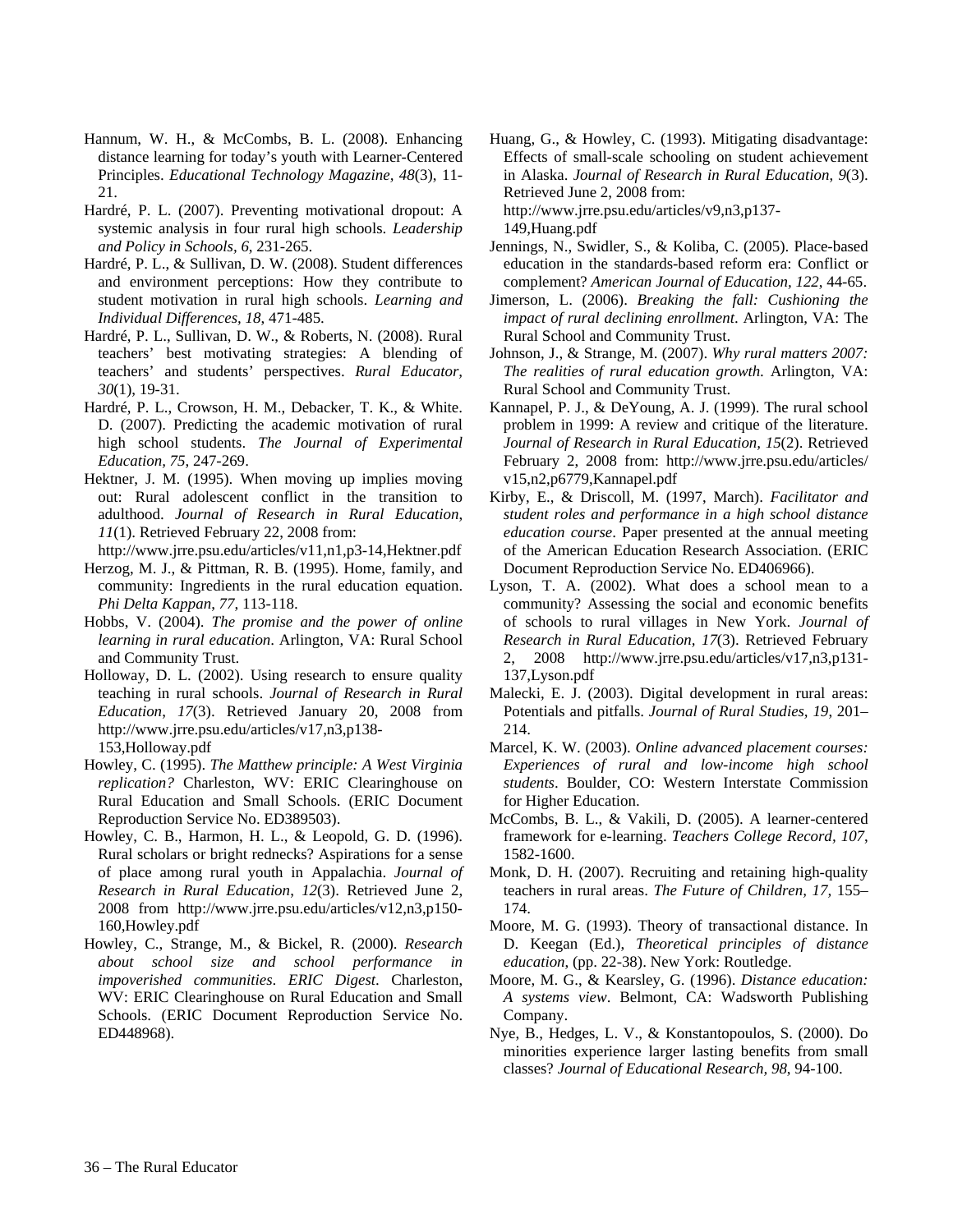Hannum, W. H., & McCombs, B. L. (2008). Enhancing distance learning for today's youth with Learner-Centered Principles. *Educational Technology Magazine*, *48*(3), 11-21.

Hardré, P. L. (2007). Preventing motivational dropout: A systemic analysis in four rural high schools. *Leadership and Policy in Schools, 6*, 231-265.

Hardré, P. L., & Sullivan, D. W. (2008). Student differences and environment perceptions: How they contribute to student motivation in rural high schools. *Learning and Individual Differences*, *18*, 471-485.

Hardré, P. L., Sullivan, D. W., & Roberts, N. (2008). Rural teachers' best motivating strategies: A blending of teachers' and students' perspectives. *Rural Educator, 30*(1), 19-31.

Hardré, P. L., Crowson, H. M., Debacker, T. K., & White. D. (2007). Predicting the academic motivation of rural high school students. *The Journal of Experimental Education, 75*, 247-269.

Hektner, J. M. (1995). When moving up implies moving out: Rural adolescent conflict in the transition to adulthood. *Journal of Research in Rural Education, 11*(1). Retrieved February 22, 2008 from: http://www.jrre.psu.edu/articles/v11,n1,p3-14,Hektner.pdf

Herzog, M. J., & Pittman, R. B. (1995). Home, family, and community: Ingredients in the rural education equation. *Phi Delta Kappan, 77*, 113-118.

Hobbs, V. (2004). *The promise and the power of online learning in rural education*. Arlington, VA: Rural School and Community Trust.

Holloway, D. L. (2002). Using research to ensure quality teaching in rural schools. *Journal of Research in Rural Education*, *17*(3). Retrieved January 20, 2008 from http://www.jrre.psu.edu/articles/v17,n3,p138-153,Holloway.pdf

Howley, C. (1995). *The Matthew principle: A West Virginia replication?* Charleston, WV: ERIC Clearinghouse on Rural Education and Small Schools. (ERIC Document Reproduction Service No. ED389503).

Howley, C. B., Harmon, H. L., & Leopold, G. D. (1996). Rural scholars or bright rednecks? Aspirations for a sense of place among rural youth in Appalachia. *Journal of Research in Rural Education*, *12*(3). Retrieved June 2, 2008 from http://www.jrre.psu.edu/articles/v12,n3,p150-160,Howley.pdf

Howley, C., Strange, M., & Bickel, R. (2000). *Research about school size and school performance in impoverished communities*. *ERIC Digest*. Charleston, WV: ERIC Clearinghouse on Rural Education and Small Schools. (ERIC Document Reproduction Service No. ED448968).

Huang, G., & Howley, C. (1993). Mitigating disadvantage: Effects of small-scale schooling on student achievement in Alaska. *Journal of Research in Rural Education*, *9*(3). Retrieved June 2, 2008 from: http://www.jrre.psu.edu/articles/v9,n3,p137-149,Huang.pdf

Jennings, N., Swidler, S., & Koliba, C. (2005). Place-based education in the standards-based reform era: Conflict or complement? *American Journal of Education, 122*, 44-65.

Jimerson, L. (2006). *Breaking the fall: Cushioning the impact of rural declining enrollment*. Arlington, VA: The Rural School and Community Trust.

Johnson, J., & Strange, M. (2007). *Why rural matters 2007: The realities of rural education growth*. Arlington, VA: Rural School and Community Trust.

Kannapel, P. J., & DeYoung, A. J. (1999). The rural school problem in 1999: A review and critique of the literature. *Journal of Research in Rural Education, 15*(2). Retrieved February 2, 2008 from: http://www.jrre.psu.edu/articles/v15,n2,p6779,Kannapel.pdf

Kirby, E., & Driscoll, M. (1997, March). *Facilitator and student roles and performance in a high school distance education course*. Paper presented at the annual meeting of the American Education Research Association. (ERIC Document Reproduction Service No. ED406966).

Lyson, T. A. (2002). What does a school mean to a community? Assessing the social and economic benefits of schools to rural villages in New York. *Journal of Research in Rural Education, 17*(3). Retrieved February 2, 2008 http://www.jrre.psu.edu/articles/v17,n3,p131-137,Lyson.pdf

Malecki, E. J. (2003). Digital development in rural areas: Potentials and pitfalls. *Journal of Rural Studies, 19*, 201–214.

Marcel, K. W. (2003). *Online advanced placement courses: Experiences of rural and low-income high school students*. Boulder, CO: Western Interstate Commission for Higher Education.

McCombs, B. L., & Vakili, D. (2005). A learner-centered framework for e-learning. *Teachers College Record, 107*, 1582-1600.

Monk, D. H. (2007). Recruiting and retaining high-quality teachers in rural areas. *The Future of Children, 17*, 155–174.

Moore, M. G. (1993). Theory of transactional distance. In D. Keegan (Ed.), *Theoretical principles of distance education*, (pp. 22-38). New York: Routledge.

Moore, M. G., & Kearsley, G. (1996). *Distance education: A systems view*. Belmont, CA: Wadsworth Publishing Company.

Nye, B., Hedges, L. V., & Konstantopoulos, S. (2000). Do minorities experience larger lasting benefits from small classes? *Journal of Educational Research, 98*, 94-100.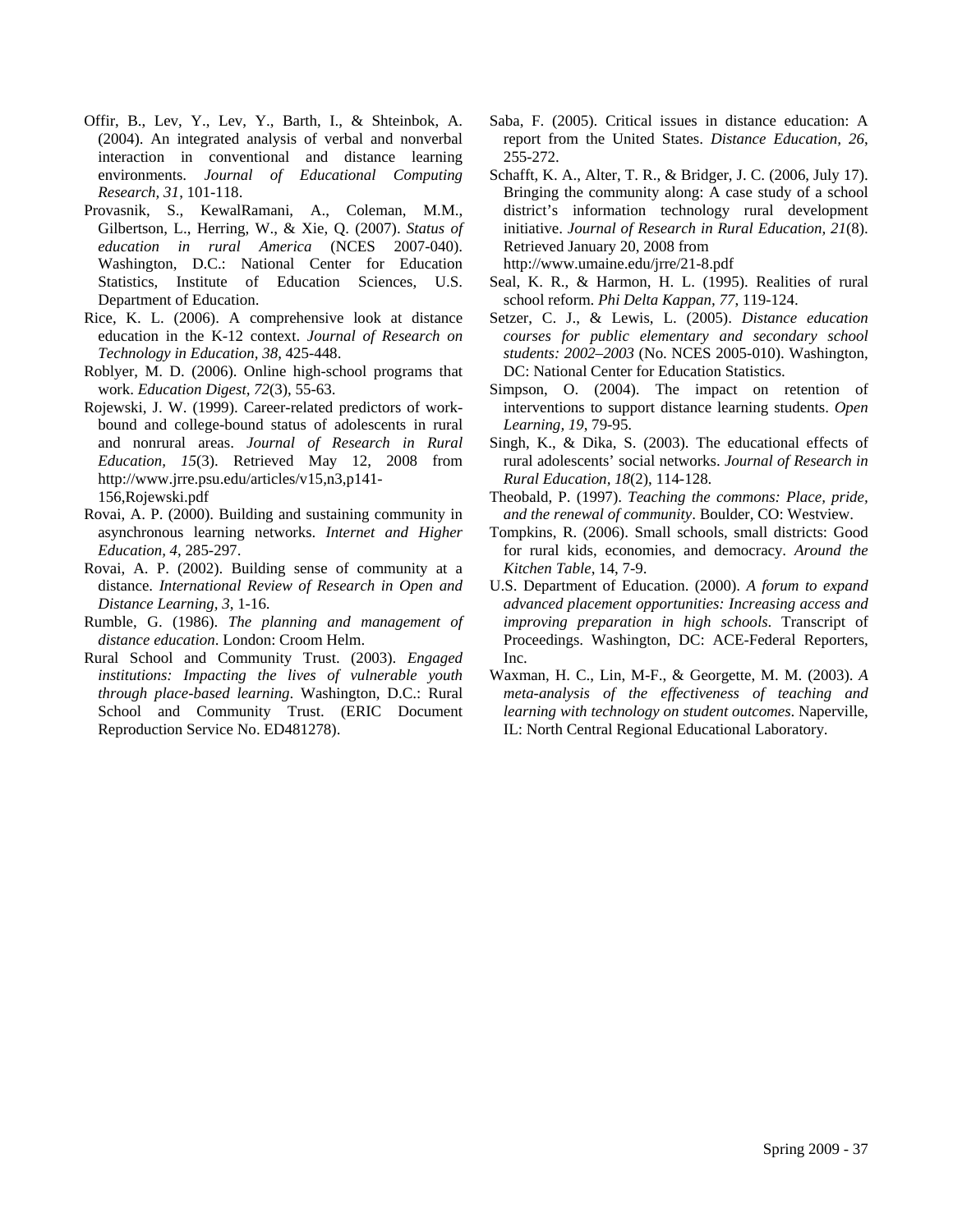Offir, B., Lev, Y., Lev, Y., Barth, I., & Shteinbok, A. (2004). An integrated analysis of verbal and nonverbal interaction in conventional and distance learning environments. *Journal of Educational Computing Research, 31*, 101-118.

Provasnik, S., KewalRamani, A., Coleman, M.M., Gilbertson, L., Herring, W., & Xie, Q. (2007). *Status of education in rural America* (NCES 2007-040). Washington, D.C.: National Center for Education Statistics, Institute of Education Sciences, U.S. Department of Education.

Rice, K. L. (2006). A comprehensive look at distance education in the K-12 context. *Journal of Research on Technology in Education, 38*, 425-448.

Roblyer, M. D. (2006). Online high-school programs that work. *Education Digest, 72*(3), 55-63.

Rojewski, J. W. (1999). Career-related predictors of work-bound and college-bound status of adolescents in rural and nonrural areas. *Journal of Research in Rural Education, 15*(3). Retrieved May 12, 2008 from http://www.jrre.psu.edu/articles/v15,n3,p141-156,Rojewski.pdf

Rovai, A. P. (2000). Building and sustaining community in asynchronous learning networks. *Internet and Higher Education, 4*, 285-297.

Rovai, A. P. (2002). Building sense of community at a distance. *International Review of Research in Open and Distance Learning, 3*, 1-16.

Rumble, G. (1986). *The planning and management of distance education*. London: Croom Helm.

Rural School and Community Trust. (2003). *Engaged institutions: Impacting the lives of vulnerable youth through place-based learning*. Washington, D.C.: Rural School and Community Trust. (ERIC Document Reproduction Service No. ED481278).

Saba, F. (2005). Critical issues in distance education: A report from the United States. *Distance Education, 26*, 255-272.

Schafft, K. A., Alter, T. R., & Bridger, J. C. (2006, July 17). Bringing the community along: A case study of a school district's information technology rural development initiative. *Journal of Research in Rural Education, 21*(8). Retrieved January 20, 2008 from http://www.umaine.edu/jrre/21-8.pdf

Seal, K. R., & Harmon, H. L. (1995). Realities of rural school reform. *Phi Delta Kappan, 77*, 119-124.

Setzer, C. J., & Lewis, L. (2005). *Distance education courses for public elementary and secondary school students: 2002–2003* (No. NCES 2005-010). Washington, DC: National Center for Education Statistics.

Simpson, O. (2004). The impact on retention of interventions to support distance learning students. *Open Learning, 19*, 79-95.

Singh, K., & Dika, S. (2003). The educational effects of rural adolescents' social networks. *Journal of Research in Rural Education, 18*(2), 114-128.

Theobald, P. (1997). *Teaching the commons: Place, pride, and the renewal of community*. Boulder, CO: Westview.

Tompkins, R. (2006). Small schools, small districts: Good for rural kids, economies, and democracy. *Around the Kitchen Table*, 14, 7-9.

U.S. Department of Education. (2000). *A forum to expand advanced placement opportunities: Increasing access and improving preparation in high schools*. Transcript of Proceedings. Washington, DC: ACE-Federal Reporters, Inc.

Waxman, H. C., Lin, M-F., & Georgette, M. M. (2003). *A meta-analysis of the effectiveness of teaching and learning with technology on student outcomes*. Naperville, IL: North Central Regional Educational Laboratory.